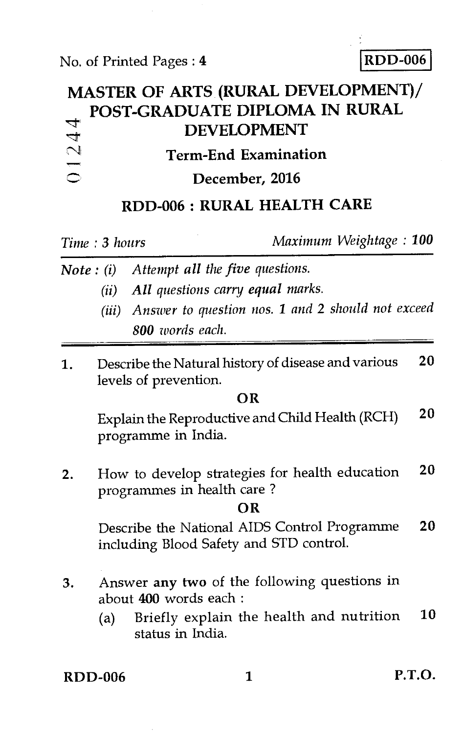No. of Printed Pages : 4

**RDD-006**

# MASTER OF ARTS (RURAL DEVELOPMENT)/ POST-GRADUATE DIPLOMA IN RURAL DEVELOPMENT

01244

## Term-End Examination

## December, 2016

## RDD-006 : RURAL HEALTH CARE

*Time : 3 hours* *Maximum Weightage : 100*

***Note :*** *(i) Attempt all the five questions.*

*(ii) All questions carry **equal** marks.*

*(iii) Answer to question nos. **1** and **2** should not exceed **800** words each.*

---

1. Describe the Natural history of disease and various levels of prevention. **20**

**OR**

Explain the Reproductive and Child Health (RCH) programme in India. **20**

2. How to develop strategies for health education programmes in health care ? **20**

**OR**

Describe the National AIDS Control Programme including Blood Safety and STD control. **20**

3. Answer **any two** of the following questions in about **400** words each :

   (a) Briefly explain the health and nutrition status in India. **10**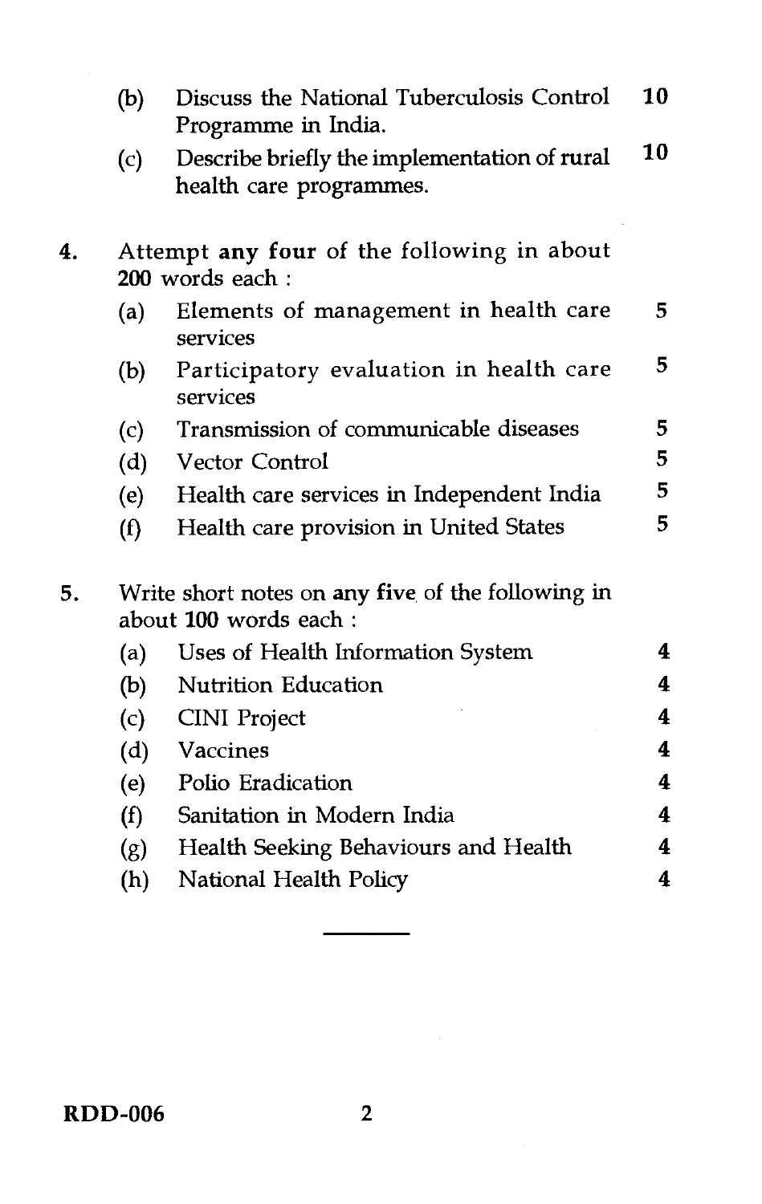(b) Discuss the National Tuberculosis Control Programme in India. **10**

(c) Describe briefly the implementation of rural health care programmes. **10**

**4.** Attempt **any four** of the following in about **200** words each :

(a) Elements of management in health care services **5**

(b) Participatory evaluation in health care services **5**

(c) Transmission of communicable diseases **5**

(d) Vector Control **5**

(e) Health care services in Independent India **5**

(f) Health care provision in United States **5**

**5.** Write short notes on **any five** of the following in about **100** words each :

(a) Uses of Health Information System **4**

(b) Nutrition Education **4**

(c) CINI Project **4**

(d) Vaccines **4**

(e) Polio Eradication **4**

(f) Sanitation in Modern India **4**

(g) Health Seeking Behaviours and Health **4**

(h) National Health Policy **4**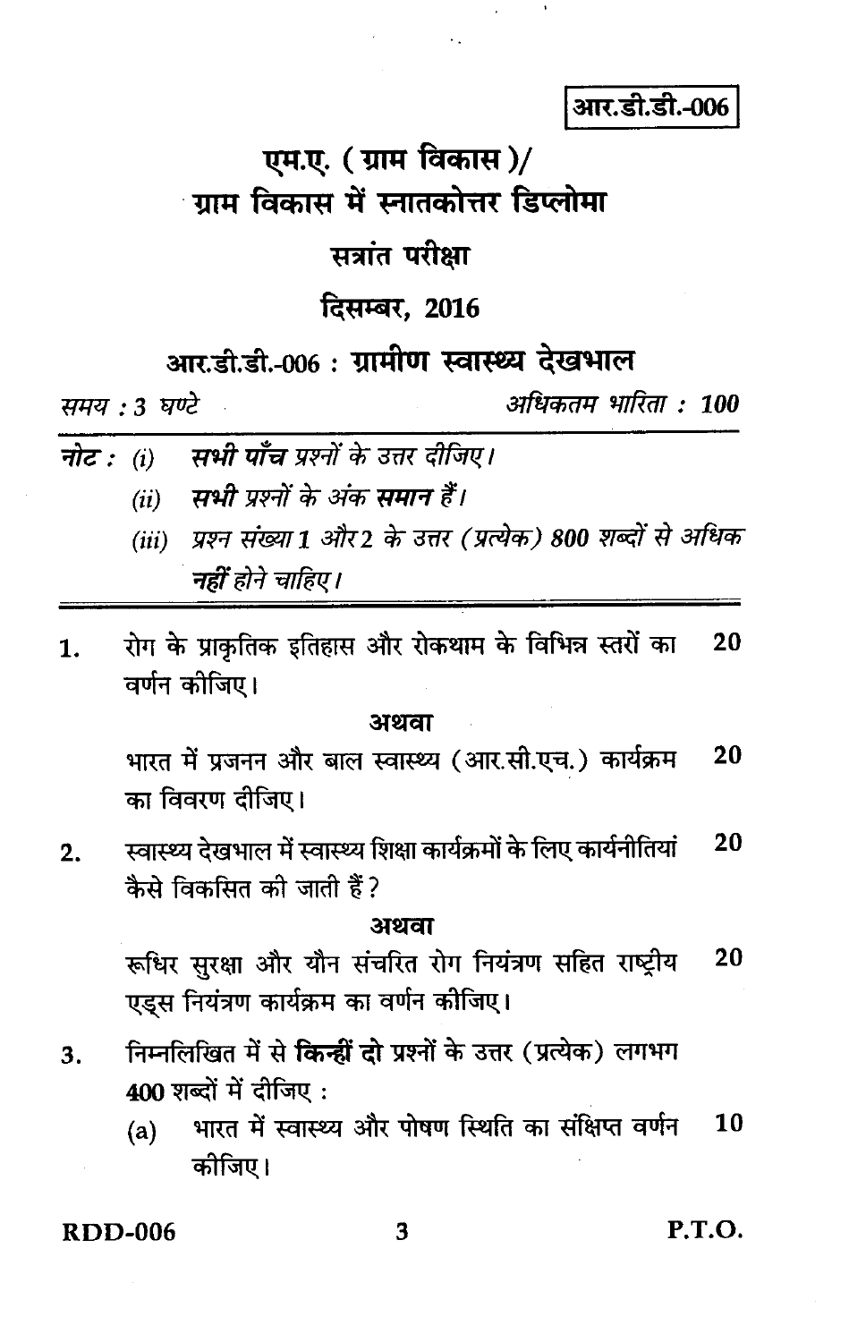आर.डी.डी.-006

# एम.ए. ( ग्राम विकास )/ ग्राम विकास में स्नातकोत्तर डिप्लोमा

## सत्रांत परीक्षा

## दिसम्बर, 2016

## आर.डी.डी.-006 : ग्रामीण स्वास्थ्य देखभाल

*समय : 3 घण्टे* *अधिकतम भारिता : 100*

**नोट :** *(i)* ***सभी पाँच*** *प्रश्नों के उत्तर दीजिए।*

*(ii)* ***सभी*** *प्रश्नों के अंक* ***समान*** *हैं।*

*(iii) प्रश्न संख्या 1 और 2 के उत्तर (प्रत्येक) 800 शब्दों से अधिक* ***नहीं*** *होने चाहिए।*

---

1. रोग के प्राकृतिक इतिहास और रोकथाम के विभिन्न स्तरों का वर्णन कीजिए। **20**

**अथवा**

भारत में प्रजनन और बाल स्वास्थ्य (आर.सी.एच.) कार्यक्रम का विवरण दीजिए। **20**

2. स्वास्थ्य देखभाल में स्वास्थ्य शिक्षा कार्यक्रमों के लिए कार्यनीतियां कैसे विकसित की जाती हैं? **20**

**अथवा**

रूधिर सुरक्षा और यौन संचरित रोग नियंत्रण सहित राष्ट्रीय एड्स नियंत्रण कार्यक्रम का वर्णन कीजिए। **20**

3. निम्नलिखित में से **किन्हीं दो** प्रश्नों के उत्तर (प्रत्येक) लगभग **400** शब्दों में दीजिए :

(a) भारत में स्वास्थ्य और पोषण स्थिति का संक्षिप्त वर्णन कीजिए। **10**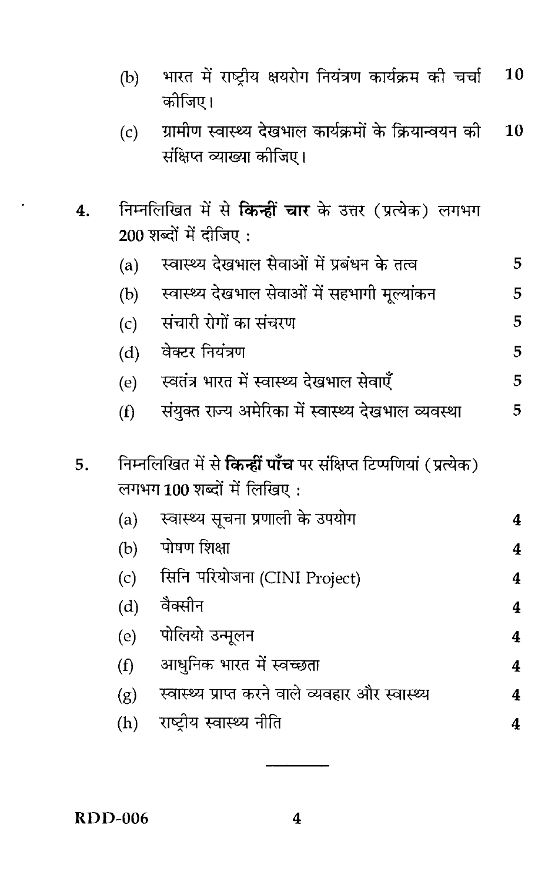(b) भारत में राष्ट्रीय क्षयरोग नियंत्रण कार्यक्रम की चर्चा कीजिए। 10

(c) ग्रामीण स्वास्थ्य देखभाल कार्यक्रमों के क्रियान्वयन की संक्षिप्त व्याख्या कीजिए। 10

4. निम्नलिखित में से **किन्हीं चार** के उत्तर (प्रत्येक) लगभग 200 शब्दों में दीजिए :

   (a) स्वास्थ्य देखभाल सेवाओं में प्रबंधन के तत्व 5

   (b) स्वास्थ्य देखभाल सेवाओं में सहभागी मूल्यांकन 5

   (c) संचारी रोगों का संचरण 5

   (d) वेक्टर नियंत्रण 5

   (e) स्वतंत्र भारत में स्वास्थ्य देखभाल सेवाएँ 5

   (f) संयुक्त राज्य अमेरिका में स्वास्थ्य देखभाल व्यवस्था 5

5. निम्नलिखित में से **किन्हीं पाँच** पर संक्षिप्त टिप्पणियां (प्रत्येक) लगभग 100 शब्दों में लिखिए :

   (a) स्वास्थ्य सूचना प्रणाली के उपयोग 4

   (b) पोषण शिक्षा 4

   (c) सिनि परियोजना (CINI Project) 4

   (d) वैक्सीन 4

   (e) पोलियो उन्मूलन 4

   (f) आधुनिक भारत में स्वच्छता 4

   (g) स्वास्थ्य प्राप्त करने वाले व्यवहार और स्वास्थ्य 4

   (h) राष्ट्रीय स्वास्थ्य नीति 4